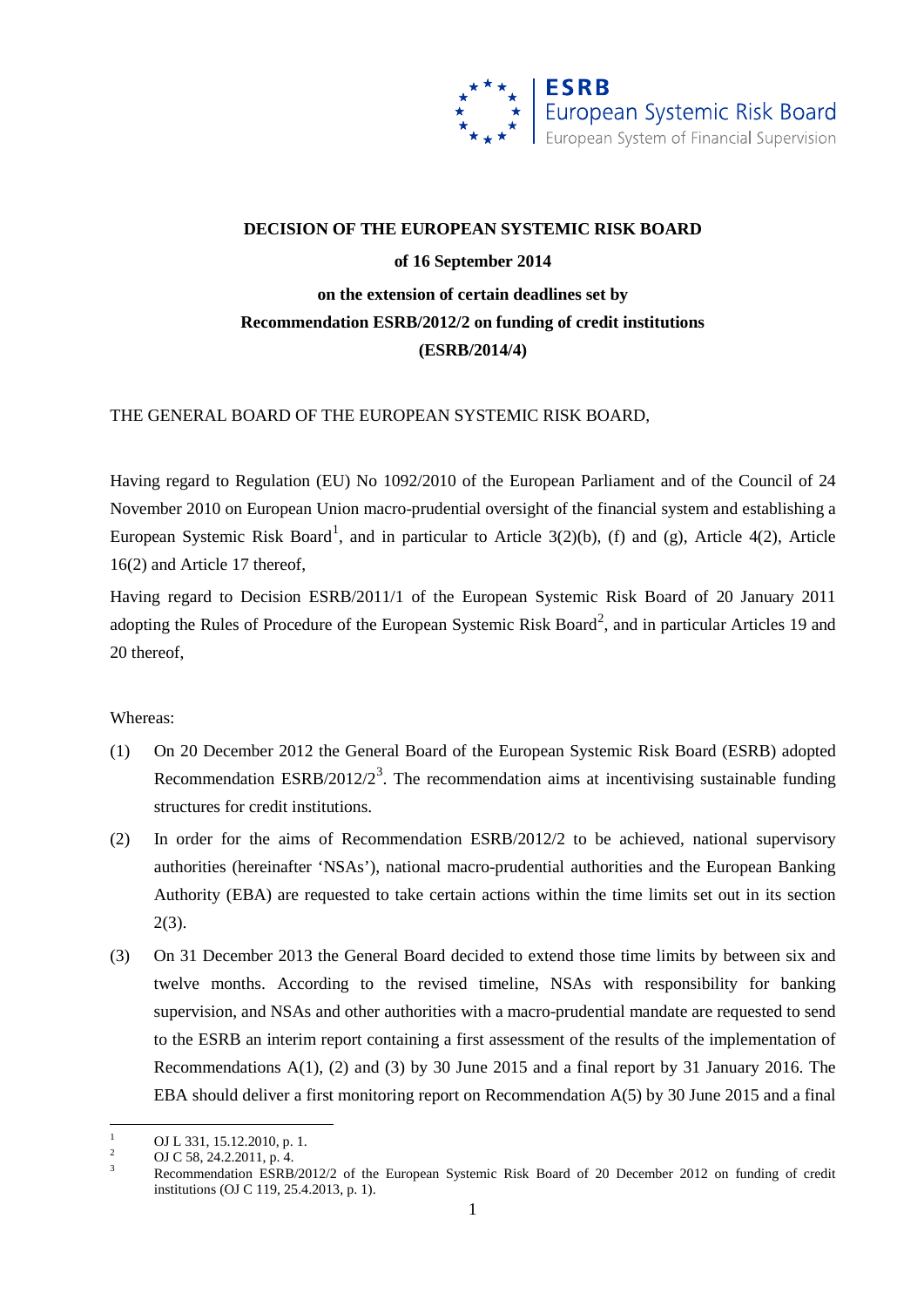**DECISION OF THE EUROPEAN SYSTEMIC RISK BOARD**

**of 16 September 2014**

**on the extension of certain deadlines set by Recommendation ESRB/2012/2 on funding of credit institutions**

**(ESRB/2014/4)**

THE GENERAL BOARD OF THE EUROPEAN SYSTEMIC RISK BOARD,

Having regard to Regulation (EU) No 1092/2010 of the European Parliament and of the Council of 24 November 2010 on European Union macro-prudential oversight of the financial system and establishing a European Systemic Risk Board[1], and in particular to Article 3(2)(b), (f) and (g), Article 4(2), Article 16(2) and Article 17 thereof,

Having regard to Decision ESRB/2011/1 of the European Systemic Risk Board of 20 January 2011 adopting the Rules of Procedure of the European Systemic Risk Board[2], and in particular Articles 19 and 20 thereof,

Whereas:

(1) On 20 December 2012 the General Board of the European Systemic Risk Board (ESRB) adopted Recommendation ESRB/2012/2[3]. The recommendation aims at incentivising sustainable funding structures for credit institutions.

(2) In order for the aims of Recommendation ESRB/2012/2 to be achieved, national supervisory authorities (hereinafter 'NSAs'), national macro-prudential authorities and the European Banking Authority (EBA) are requested to take certain actions within the time limits set out in its section 2(3).

(3) On 31 December 2013 the General Board decided to extend those time limits by between six and twelve months. According to the revised timeline, NSAs with responsibility for banking supervision, and NSAs and other authorities with a macro-prudential mandate are requested to send to the ESRB an interim report containing a first assessment of the results of the implementation of Recommendations A(1), (2) and (3) by 30 June 2015 and a final report by 31 January 2016. The EBA should deliver a first monitoring report on Recommendation A(5) by 30 June 2015 and a final

---

[1] OJ L 331, 15.12.2010, p. 1.

[2] OJ C 58, 24.2.2011, p. 4.

[3] Recommendation ESRB/2012/2 of the European Systemic Risk Board of 20 December 2012 on funding of credit institutions (OJ C 119, 25.4.2013, p. 1).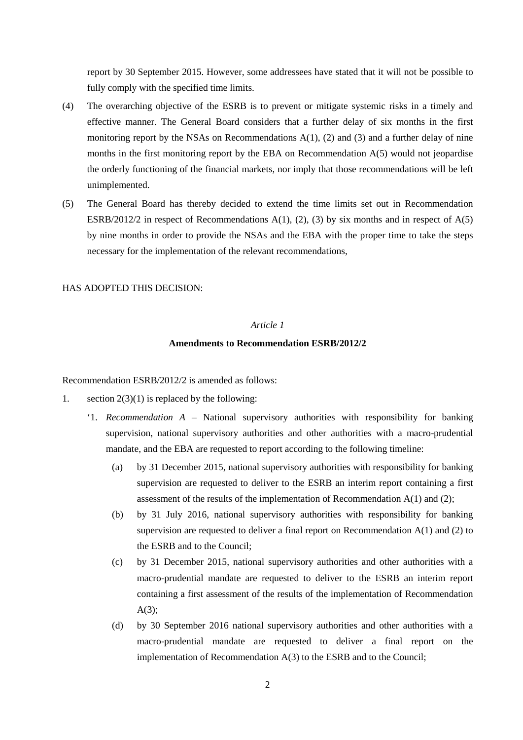report by 30 September 2015. However, some addressees have stated that it will not be possible to fully comply with the specified time limits.

(4) The overarching objective of the ESRB is to prevent or mitigate systemic risks in a timely and effective manner. The General Board considers that a further delay of six months in the first monitoring report by the NSAs on Recommendations A(1), (2) and (3) and a further delay of nine months in the first monitoring report by the EBA on Recommendation A(5) would not jeopardise the orderly functioning of the financial markets, nor imply that those recommendations will be left unimplemented.

(5) The General Board has thereby decided to extend the time limits set out in Recommendation ESRB/2012/2 in respect of Recommendations A(1), (2), (3) by six months and in respect of A(5) by nine months in order to provide the NSAs and the EBA with the proper time to take the steps necessary for the implementation of the relevant recommendations,

HAS ADOPTED THIS DECISION:

*Article 1*

**Amendments to Recommendation ESRB/2012/2**

Recommendation ESRB/2012/2 is amended as follows:

1. section 2(3)(1) is replaced by the following:

   '1. *Recommendation A* – National supervisory authorities with responsibility for banking supervision, national supervisory authorities and other authorities with a macro-prudential mandate, and the EBA are requested to report according to the following timeline:

   (a) by 31 December 2015, national supervisory authorities with responsibility for banking supervision are requested to deliver to the ESRB an interim report containing a first assessment of the results of the implementation of Recommendation A(1) and (2);

   (b) by 31 July 2016, national supervisory authorities with responsibility for banking supervision are requested to deliver a final report on Recommendation A(1) and (2) to the ESRB and to the Council;

   (c) by 31 December 2015, national supervisory authorities and other authorities with a macro-prudential mandate are requested to deliver to the ESRB an interim report containing a first assessment of the results of the implementation of Recommendation A(3);

   (d) by 30 September 2016 national supervisory authorities and other authorities with a macro-prudential mandate are requested to deliver a final report on the implementation of Recommendation A(3) to the ESRB and to the Council;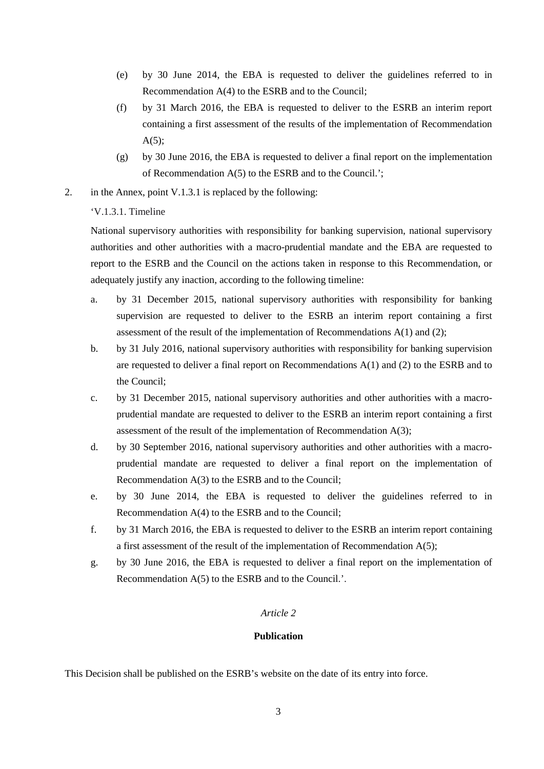(e) by 30 June 2014, the EBA is requested to deliver the guidelines referred to in Recommendation A(4) to the ESRB and to the Council;

(f) by 31 March 2016, the EBA is requested to deliver to the ESRB an interim report containing a first assessment of the results of the implementation of Recommendation A(5);

(g) by 30 June 2016, the EBA is requested to deliver a final report on the implementation of Recommendation A(5) to the ESRB and to the Council.';

2. in the Annex, point V.1.3.1 is replaced by the following:

'V.1.3.1. Timeline

National supervisory authorities with responsibility for banking supervision, national supervisory authorities and other authorities with a macro-prudential mandate and the EBA are requested to report to the ESRB and the Council on the actions taken in response to this Recommendation, or adequately justify any inaction, according to the following timeline:

a. by 31 December 2015, national supervisory authorities with responsibility for banking supervision are requested to deliver to the ESRB an interim report containing a first assessment of the result of the implementation of Recommendations A(1) and (2);

b. by 31 July 2016, national supervisory authorities with responsibility for banking supervision are requested to deliver a final report on Recommendations A(1) and (2) to the ESRB and to the Council;

c. by 31 December 2015, national supervisory authorities and other authorities with a macro-prudential mandate are requested to deliver to the ESRB an interim report containing a first assessment of the result of the implementation of Recommendation A(3);

d. by 30 September 2016, national supervisory authorities and other authorities with a macro-prudential mandate are requested to deliver a final report on the implementation of Recommendation A(3) to the ESRB and to the Council;

e. by 30 June 2014, the EBA is requested to deliver the guidelines referred to in Recommendation A(4) to the ESRB and to the Council;

f. by 31 March 2016, the EBA is requested to deliver to the ESRB an interim report containing a first assessment of the result of the implementation of Recommendation A(5);

g. by 30 June 2016, the EBA is requested to deliver a final report on the implementation of Recommendation A(5) to the ESRB and to the Council.'.

*Article 2*

**Publication**

This Decision shall be published on the ESRB's website on the date of its entry into force.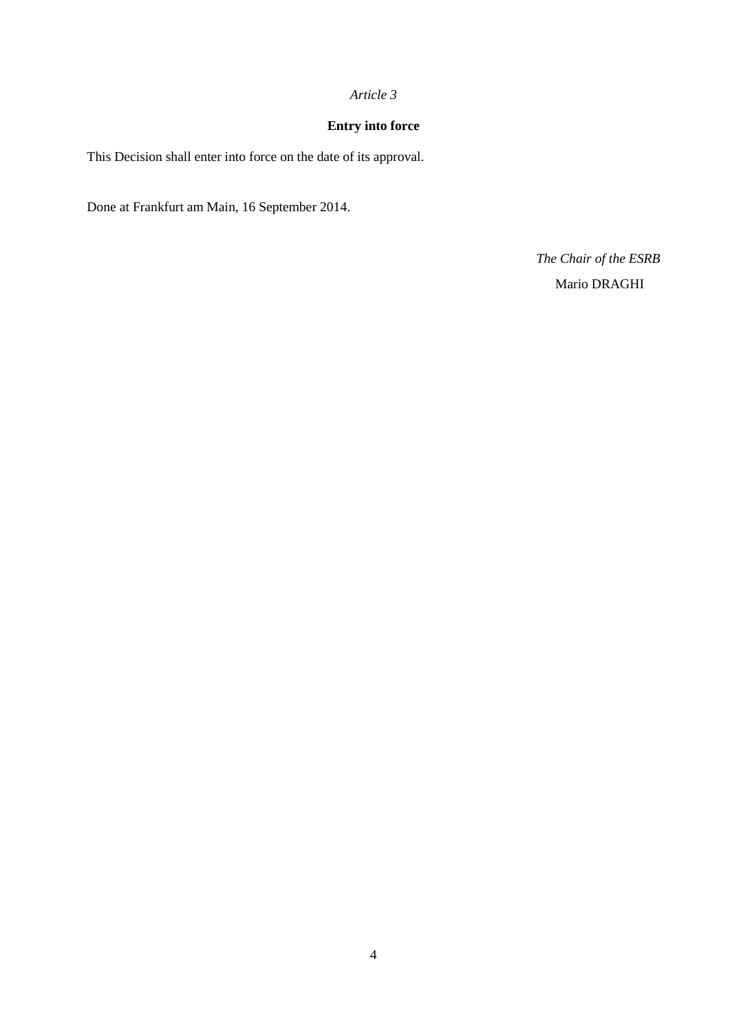*Article 3*

**Entry into force**

This Decision shall enter into force on the date of its approval.

Done at Frankfurt am Main, 16 September 2014.

*The Chair of the ESRB*

Mario DRAGHI